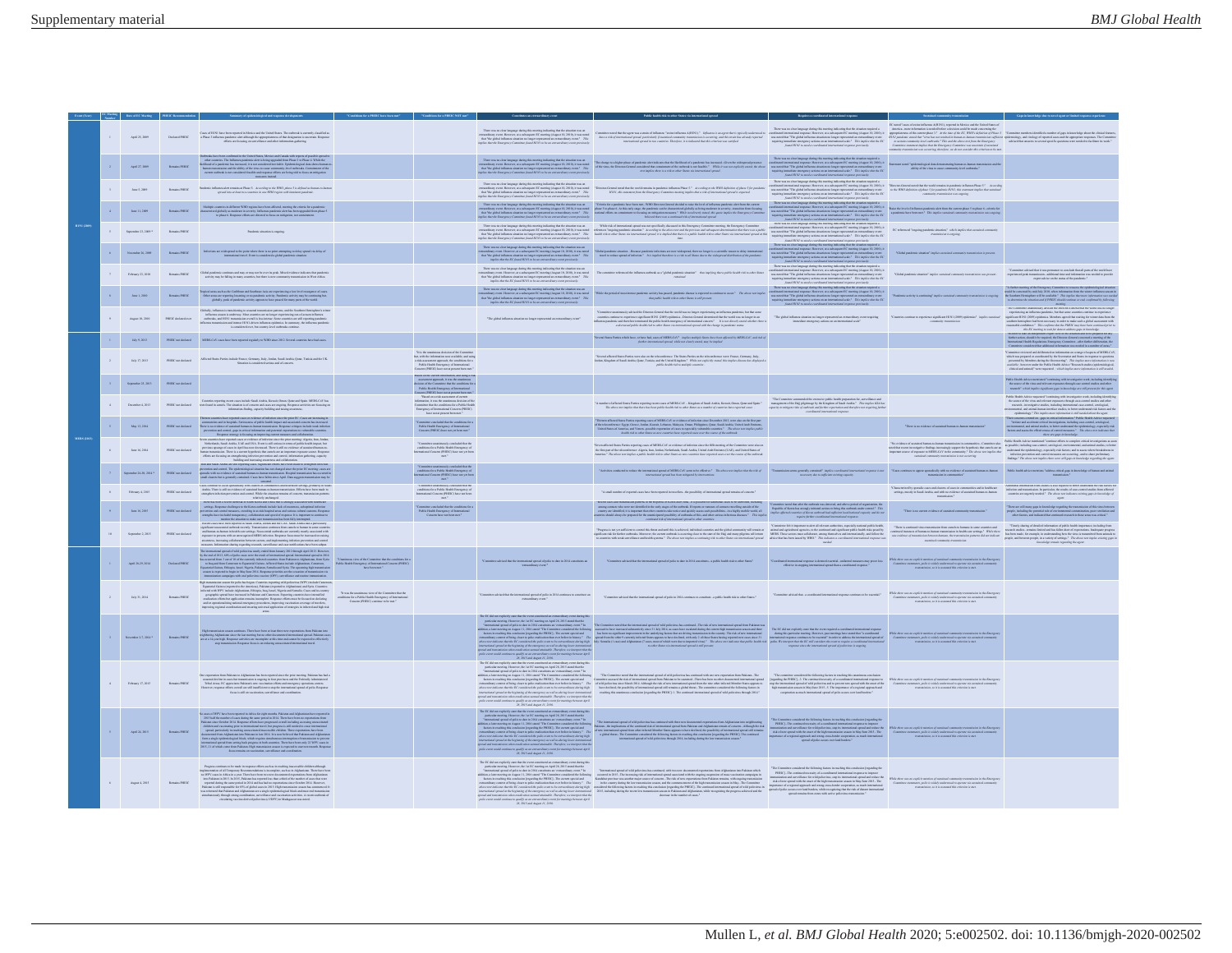| Event (Year) | EC Meeting Number | Date of EC Meeting | PHEIC Recommendation |
|---|---|---|---|
| H1N1 (2009) | 1 | April 25, 2009 | Declared PHEIC |
| | 2 | April 27, 2009 | Remains PHEIC |
| | 3 | June 1, 2009 | Remains PHEIC |
| | 4 | June 11, 2009 | Remains PHEIC |
| | 5 | September 23, 2009 * | Remains PHEIC |
| | 6 | November 26, 2009 | Remains PHEIC |
| | 7 | February 23, 2010 | Remains PHEIC |
| | 8 | June 1, 2010 | Remains PHEIC |
| | 9 | August 10, 2010 | PHEIC declared over |
| MERS (2013) | 1 | July 9, 2013 | PHEIC not declared |
| | 2 | July 17, 2013 | PHEIC not declared |
| | 3 | September 25, 2013 | PHEIC not declared |
| | 4 | December 4, 2013 | PHEIC not declared |
| | 5 | May 13, 2014 | PHEIC not declared |
| | 6 | June 16, 2014 | PHEIC not declared |
| | 7 | September 18-19, 2014 * | PHEIC not declared |
| | 8 | February 4, 2015 | PHEIC not declared |
| | 9 | June 16, 2015 | PHEIC not declared |
| | 10 | September 2, 2015 | PHEIC not declared |
| | 1 | April 28-29, 2014 | Declared PHEIC |
| | 2 | July 31, 2014 | Remains PHEIC |
| | 3 | November 2, 2014 * | Remains PHEIC |
| | 4 | February 27, 2015 | Remains PHEIC |
| | 5 | April 30, 2015 | Remains PHEIC |
| | 6 | August 4, 2015 | Remains PHEIC |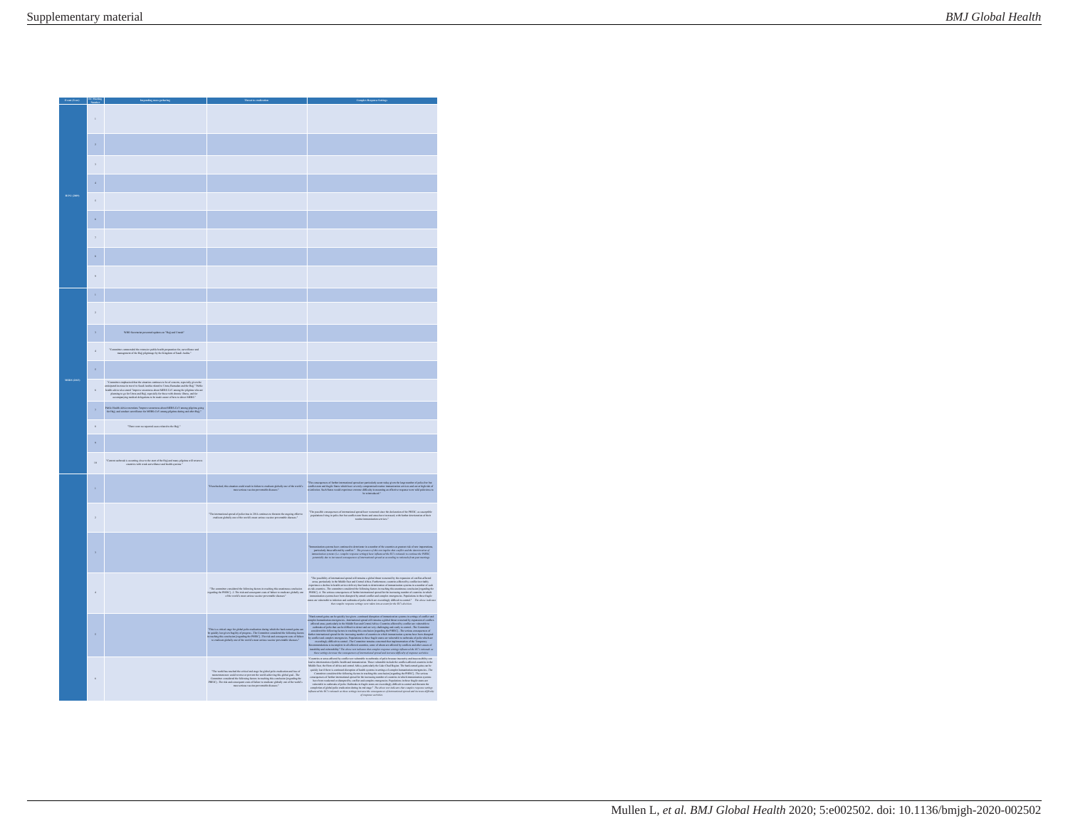| Event (Year) | EC Meeting Number | Impending mass gathering | Threat to eradication | Complex Response Settings |
|---|---|---|---|---|
| H1N1 (2009) | 1 | | | |
| | 2 | | | |
| | 3 | | | |
| | 4 | | | |
| | 5 | | | |
| | 6 | | | |
| | 7 | | | |
| | 8 | | | |
| | 9 | | | |
| MERS (2013) | 1 | | | |
| | 2 | | | |
| | 3 | WHO Secretariat presented updates on "Hajj and Umrah" | | |
| | 4 | "Committee commended the extensive public health preparations for surveillance and management of the Hajj pilgrimage by the Kingdom of Saudi Arabia." | | |
| | 5 | | | |
| | 6 | "Committee emphasized that the situation continues to be of concern, especially given the anticipated increase in travel to Saudi Arabia related to Umra, Ramadan and the Hajj." Public health advice also noted "improve awareness about MERS-CoV among the pilgrims who are planning to go for Umra and Hajj, especially for those with chronic illness, and for accompanying medical delegations to be made aware of how to detect MERS." | | |
| | 7 | Public Health Advice reiterates "improve awareness about MERS-CoV among pilgrims going for Hajj, and conduct surveillance for MERS-CoV among pilgrims during and after Hajj." | | |
| | 8 | "There were no reported cases related to the Hajj." | | |
| | 9 | | | |
| | 10 | "Current outbreak is occurring close to the start of the Hajj and many pilgrims will return to countries with weak surveillance and health systems." | | |
| | 1 | | "If unchecked, this situation could result in failure to eradicate globally one of the world's most serious vaccine preventable diseases." | "The consequences of further international spread are particularly acute today given the large number of polio-free but conflict-torn and fragile States which have severely compromised routine immunization services and are at high risk of reinfection. Such States would experience extreme difficulty in mounting an effective response were wild poliovirus to be reintroduced." |
| | 2 | | "The international spread of polio to date in 2014 continues to threaten the ongoing effort to eradicate globally one of the world's most serious vaccine preventable diseases." | "The possible consequences of international spread have worsened since the declaration of the PHEIC as susceptible populations living in polio-free but conflict-torn States and areas have increased, with further deterioration of their routine immunization services." |
| | 3 | | | "Immunization systems have continued to deteriorate in a number of the countries at greatest risk of new importations, particularly those affected by conflict." *The presence of this text implies that conflict and the deterioration of immunization systems (i.e. complex response settings) have influenced the EC's rationale to continue the PHEIC, potentially due to increased consequences of international spread as according to threshold for past meetings.* |
| | 4 | | "The committee considered the following factors in reaching this unanimous conclusion [regarding the PHEIC]...[t]he risk and consequent costs of failure to eradicate globally one of the world's most serious vaccine preventable diseases." | "The possibility of international spread still remains a global threat worsened by the expansion of conflict-affected areas, particularly in the Middle East and Central Africa. Furthermore, countries affected by conflict inevitably experience a decline in health service delivery that leads to deterioration of immunization systems in a number of such fragile countries. The committee considered the following factors in reaching this unanimous conclusion [regarding the PHEIC]...[t]he serious consequences of further international spread for the increasing number of countries in which immunization systems have been disrupted by armed conflict and complex emergencies. Populations in these fragile states are vulnerable to infection and outbreaks of polio which are exceedingly difficult to control." *The above indicates that complex response settings were taken into account for the EC's decision.* |
| | 5 | | "This is a critical stage for global polio eradication during which the hard-earned gains can be quickly lost given fragility of progress...The Committee considered the following factors in reaching this conclusion [regarding the PHEIC]...The risk and consequent costs of failure to eradicate globally one of the world's most serious vaccine preventable diseases." | "Hard-earned gains can be quickly lost given...continued disruption of immunization systems in settings of conflict and complex humanitarian emergencies. International spread still remains a global threat worsened by expansion of conflict-affected areas, particularly in the Middle East and Africa. Countries affected by conflict are vulnerable to outbreaks of polio that can be difficult to detect and are very challenging and costly to control... The Committee considered the following factors in reaching this conclusion [regarding the PHEIC]...The serious consequences of further international spread for the increasing number of countries in which immunization systems have been disrupted by conflict and complex emergencies. Populations in these fragile states are vulnerable to outbreaks of polio which are exceedingly difficult to control. The Committee remains concerned that implementation of the Temporary Recommendations is incomplete in all affected countries, some of whom are affected by conflict and other causes of instability and vulnerability." *The above text indicates that complex response settings influenced the EC's rationale as these settings increase the consequences of international spread and increase difficulty of response activities.* |
| | 6 | | "The world has reached the critical end stage for global polio eradication and loss of momentum now could reverse or prevent the world achieving this global goal... The Committee considered the following factors in reaching this conclusion [regarding the PHEIC]...The risk and consequent costs of failure to eradicate globally one of the world's most serious vaccine preventable diseases." | "Countries in areas affected by conflict are vulnerable to outbreaks of polio because insecurity and inaccessibility can lead to deterioration of public health and immunization. These vulnerable include the conflict-affected countries in the Middle East, the Horn of Africa and central Africa, particularly the Lake Chad Region. The hard-earned gains can be quickly lost if there is continued disruption of health systems in settings of complex humanitarian emergencies. The Committee considered the following factors in reaching this conclusion [regarding the PHEIC]...The serious consequences of further international spread for the increasing number of countries in which immunization systems have been weakened or disrupted by conflict and complex emergencies. Populations in these fragile states are vulnerable to outbreaks of polio. Outbreaks in fragile states are exceedingly difficult to control and threaten the completion of global polio eradication during its end stage." *The above text indicates that complex response settings influenced the EC's rationale as these settings increase the consequences of international spread and increase difficulty of response activities.* |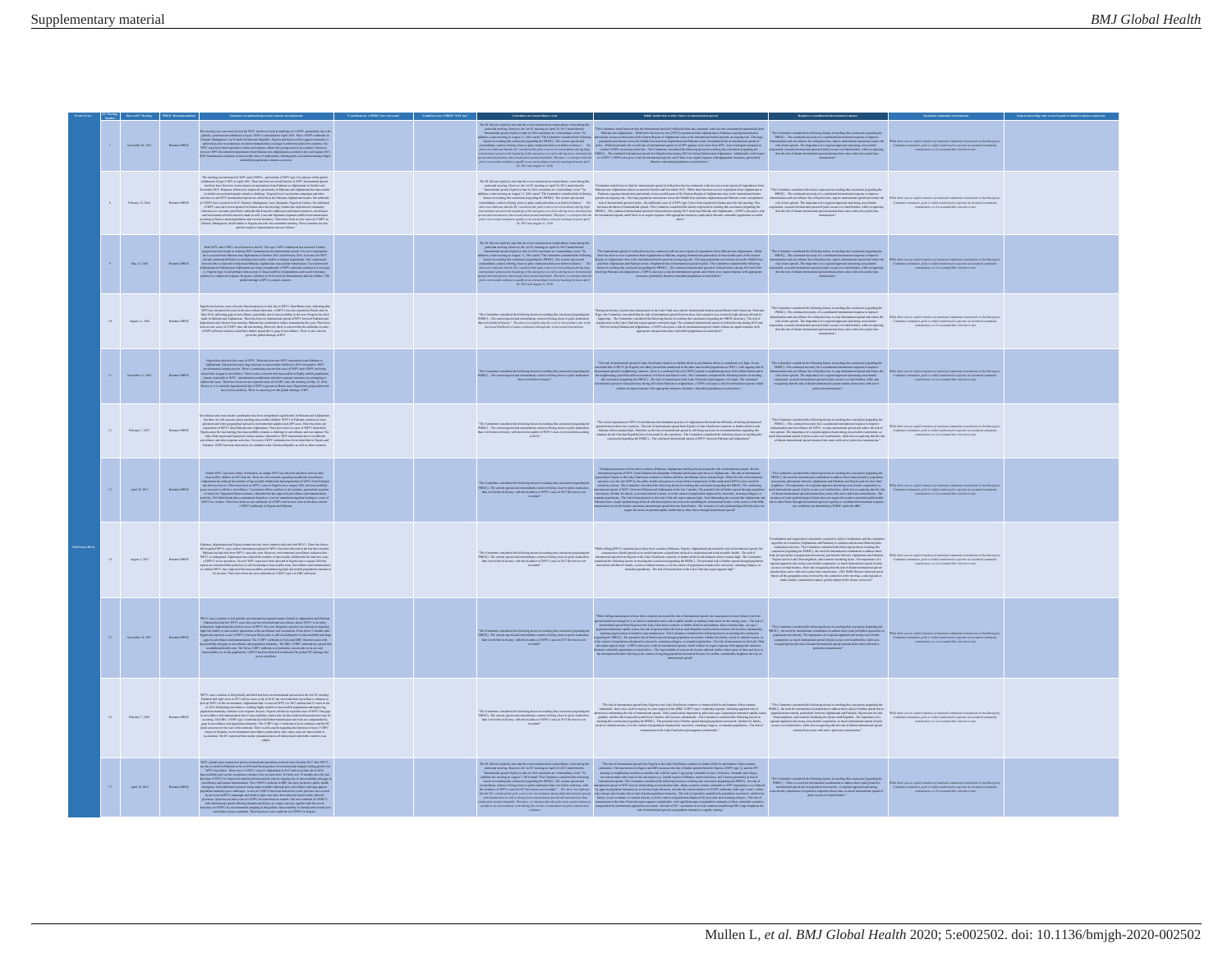| Event (Year) | EC Meeting Number | Date of EC Meeting | PHEIC Recommendation | Summary of epidemiological and response developments | "Conditions for a PHEIC have been met" | "Conditions for a PHEIC NOT met" | Constitutes an extraordinary event | Public health risk to other States via international spread | Requires a coordinated international response | Sustained community transmission | Gaps in knowledge due to novel agent or limited response experience |
|---|---|---|---|---|---|---|---|---|---|---|---|
| Poliovirus (2014) | 7 | November 10, 2015 | Remain PHEIC | | | | | | | While there was no explicit mention of sustained community transmission in the Emergency Committee statements, polio is widely understood to operate via sustained community transmission, so it is assumed this criterion is met. | |
| | 8 | February 12, 2016 | Remain PHEIC | | | | | | | While there was no explicit mention of sustained community transmission in the Emergency Committee statements, polio is widely understood to operate via sustained community transmission, so it is assumed this criterion is met. | |
| | 9 | May 12, 2016 | Remain PHEIC | | | | | | | While there was no explicit mention of sustained community transmission in the Emergency Committee statements, polio is widely understood to operate via sustained community transmission, so it is assumed this criterion is met. | |
| | 10 | August 11, 2016 | Remain PHEIC | | | | | | | While there was no explicit mention of sustained community transmission in the Emergency Committee statements, polio is widely understood to operate via sustained community transmission, so it is assumed this criterion is met. | |
| | 11 | November 11, 2016 | Remain PHEIC | | | | | | | While there was no explicit mention of sustained community transmission in the Emergency Committee statements, polio is widely understood to operate via sustained community transmission, so it is assumed this criterion is met. | |
| | 12 | February 7, 2017 | Remain PHEIC | | | | | | | While there was no explicit mention of sustained community transmission in the Emergency Committee statements, polio is widely understood to operate via sustained community transmission, so it is assumed this criterion is met. | |
| | 13 | April 24, 2017 | Remain PHEIC | | | | | | | While there was no explicit mention of sustained community transmission in the Emergency Committee statements, polio is widely understood to operate via sustained community transmission, so it is assumed this criterion is met. | |
| | 14 | August 3, 2017 | Remain PHEIC | | | | | | | While there was no explicit mention of sustained community transmission in the Emergency Committee statements, polio is widely understood to operate via sustained community transmission, so it is assumed this criterion is met. | |
| | 15 | November 14, 2017 | Remain PHEIC | | | | | | | While there was no explicit mention of sustained community transmission in the Emergency Committee statements, polio is widely understood to operate via sustained community transmission, so it is assumed this criterion is met. | |
| | 16 | February 7, 2018 | Remain PHEIC | | | | | | | While there was no explicit mention of sustained community transmission in the Emergency Committee statements, polio is widely understood to operate via sustained community transmission, so it is assumed this criterion is met. | |
| | 17 | April 30, 2018 | Remain PHEIC | | | | | | | While there was no explicit mention of sustained community transmission in the Emergency Committee statements, polio is widely understood to operate via sustained community transmission, so it is assumed this criterion is met. | |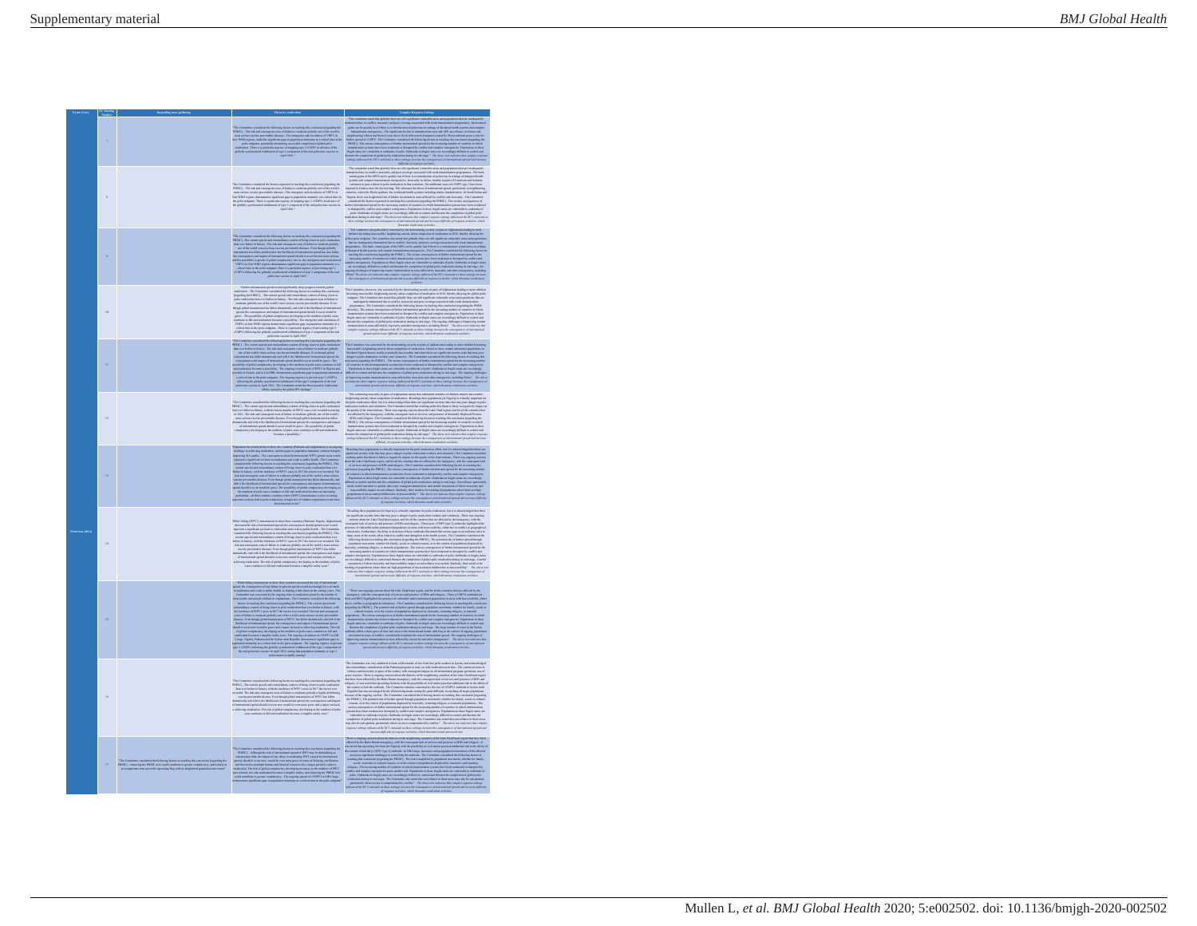| Event (Year) | EC Meeting Number | Impending mass gathering | Threat to eradication | Complex Response Settings |
|---|---|---|---|---|
| Poliovirus (2014) | 7 | | | |
| | 8 | | | |
| | 9 | | | |
| | 10 | | | |
| | 11 | | | |
| | 12 | | | |
| | 13 | | | |
| | 14 | | | |
| | 15 | | | |
| | 16 | | | |
| | 17 | | | |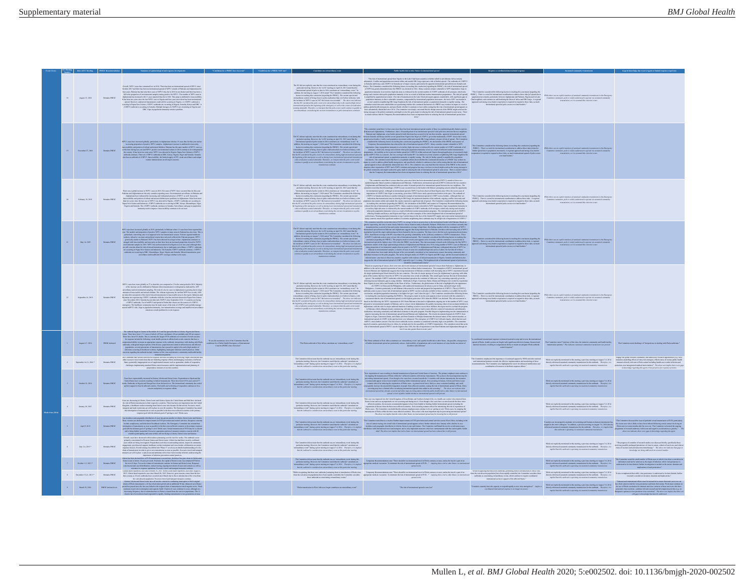| Event (Year) | EC Meeting Number | Date of EC Meeting | PHEIC Recommendation | Summary of epidemiological and response developments | "Conditions for a PHEIC have been met" | "Conditions for a PHEIC NOT met" | Consistency on extraordinary event | Public health risk to other States via international spread | Requires a coordinated international response | Sustained community transmission | Gaps in knowledge due to novel agent or limited response experience |
|---|---|---|---|---|---|---|---|---|---|---|---|
| | 18 | August 23, 2018 | Remains PHEIC | | | | | | | | |
| | 19 | December 27, 2018 | Remains PHEIC | | | | | | | | |
| | 20 | February 19, 2019 | Remains PHEIC | | | | | | | | |
| | 21 | May 14, 2019 | Remains PHEIC | | | | | | | | |
| | 22 | September 16, 2019 | Remains PHEIC | | | | | | | | |
| Ebola (2014) | 1 | August 7, 2014 | PHEIC declared | | | | "The Ebola outbreak in West Africa constitutes an 'extraordinary event'" | | | | |
| | 2 | September 16-22, 2014* | Remains PHEIC | | | | | | | | |
| | 3 | October 22, 2014 | Remains PHEIC | | | | | | | | |
| | 4 | January 20, 2015 | Remains PHEIC | | | | | | | | |
| | 5 | April 9, 2015 | Remains PHEIC | | | | | | | | |
| | 6 | July 14, 2015* | Remains PHEIC | | | | | | | | |
| | 7 | October 1-2, 2015* | Remains PHEIC | | | | | | | | |
| | 8 | December 15, 2015* | Remains PHEIC | | | | | | | | |
| | 9 | March 29, 2016 | PHEIC declared over | | | | | | | | |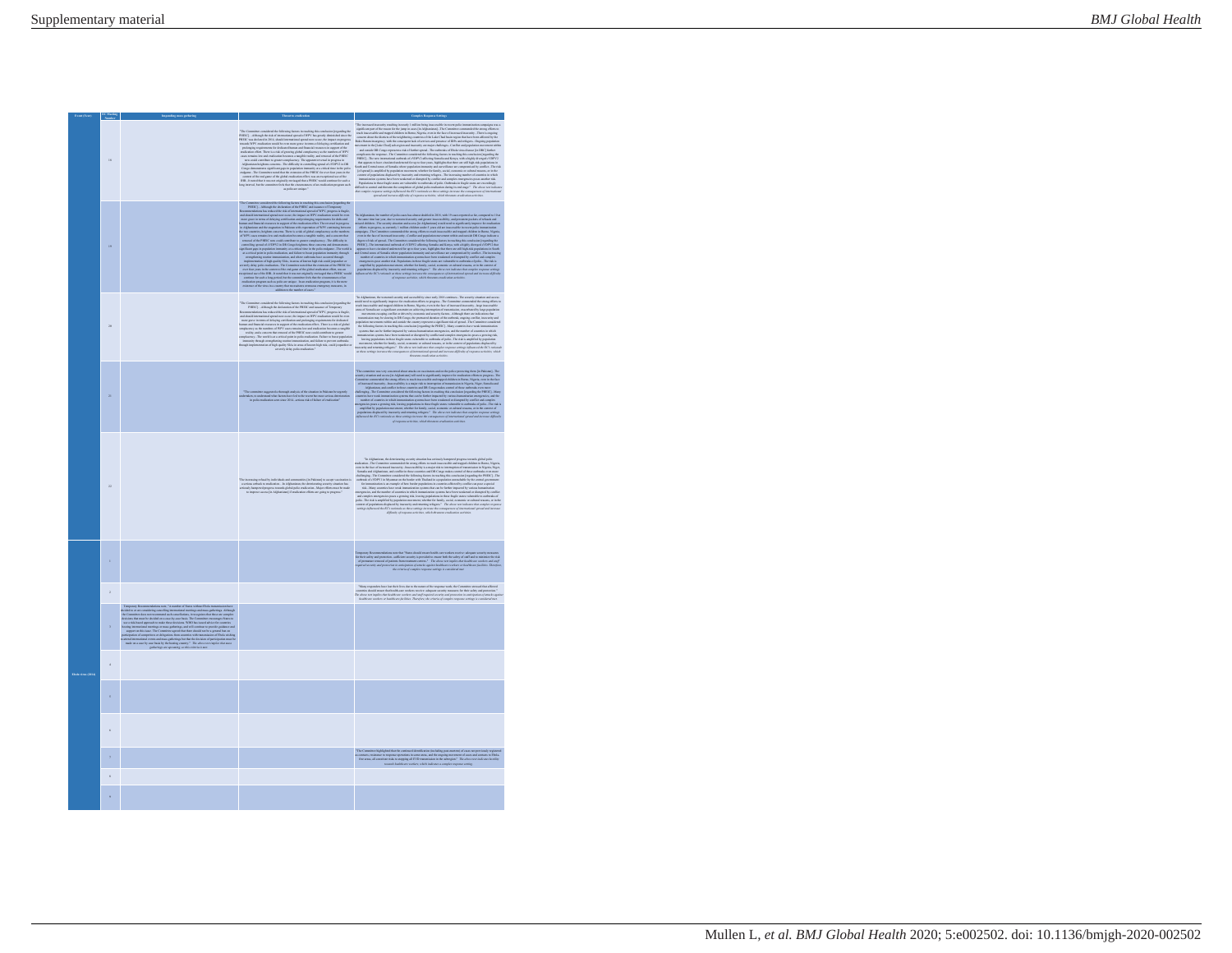| Event (Year) | EC Meeting Number | Impending mass gathering | Threat to eradication | Complex Response Settings |
|---|---|---|---|---|
| | 18 | | | |
| | 19 | | | |
| | 20 | | | |
| | 21 | | | |
| | 22 | | | |
| Ebola (2014) | 1 | | | |
| | 2 | | | |
| | 3 | | | |
| | 4 | | | |
| | 5 | | | |
| | 6 | | | |
| | 7 | | | |
| | 8 | | | |
| | 9 | | | |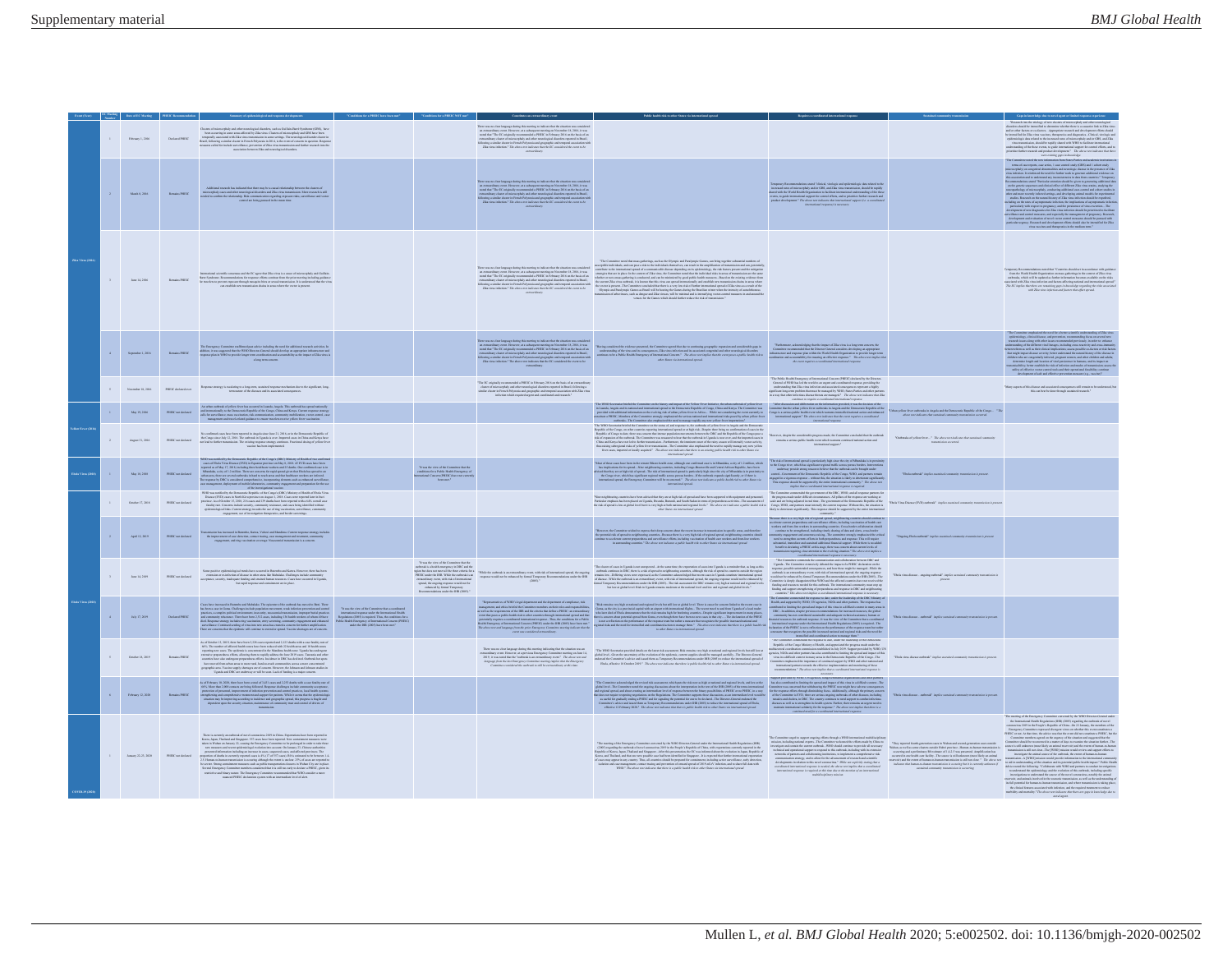| Event (Year) | EC Meeting Number | Date of EC Meeting | PHEIC Recommendation | Summary of epidemiological and response developments | "Conditions for a PHEIC have been met" | "Conditions for a PHEIC NOT met" | Constitutes an extraordinary event | Public health risk to other States via international spread | Requires a coordinated international response | Sustained community transmission | Gaps in knowledge |
|---|---|---|---|---|---|---|---|---|---|---|---|
| Zika Virus (2016) | 1 | February 1, 2016 | Declared PHEIC | | | | | | | | |
| | 2 | March 8, 2016 | Remains PHEIC | | | | | | | | |
| | 3 | June 14, 2016 | Remains PHEIC | | | | | | | | |
| | 4 | September 1, 2016 | Remains PHEIC | | | | | | | | |
| | 5 | November 18, 2016 | PHEIC declared over | | | | | | | | |
| Yellow Fever (2016) | 1 | May 19, 2016 | PHEIC not declared | | | | | | | | |
| | 2 | August 31, 2016 | PHEIC not declared | | | | | | | | |
| Ebola Virus (2018) | 1 | May 18, 2018 | PHEIC not declared | | | | | | | | |
| | 2 | October 17, 2018 | PHEIC not declared | | | | | | | | |
| Ebola Virus (2019) | 3 | April 12, 2019 | PHEIC not declared | | | | | | | | |
| | 4 | June 14, 2019 | PHEIC not declared | | | | | | | | |
| | 5 | July 17, 2019 | Declared PHEIC | | | | | | | | |
| | 6 | October 18, 2019 | Remains PHEIC | | | | | | | | |
| | 7 | February 12, 2020 | Remains PHEIC | | | | | | | | |
| COVID-19 (2020) | 1 | January 22-23, 2020 | PHEIC not declared | | | | | | | | |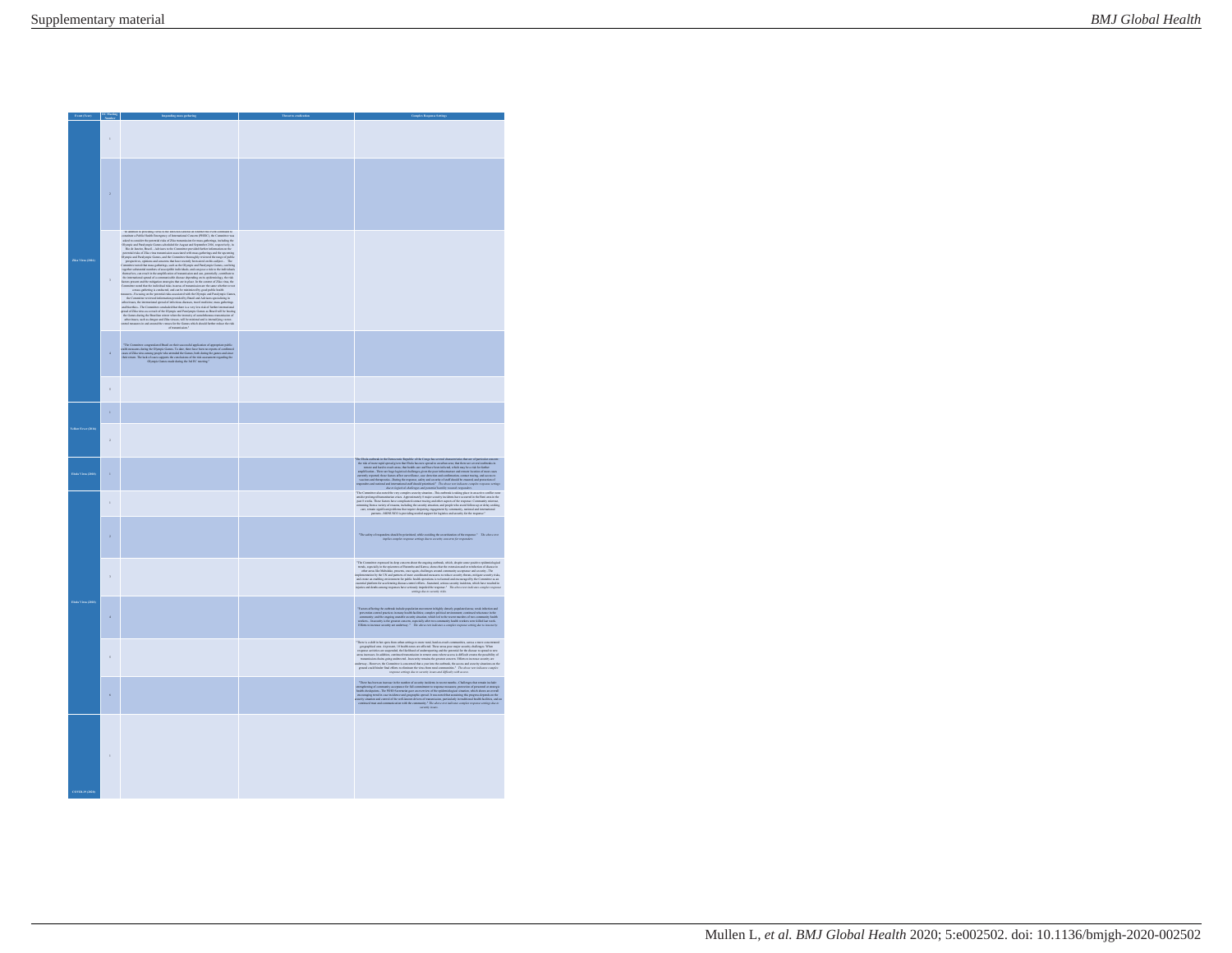| Event (Year) | EC Meeting Number | Impending mass gathering | Threat to eradication | Complex Response Settings |
|---|---|---|---|---|
| Zika Virus (2016) | 1 | | | |
| | 2 | | | |
| | 3 | | | |
| | 4 | "The Committee congratulated Brazil on their successful application of appropriate public health measures during the Olympic Games..." | | |
| | 5 | | | |
| Yellow Fever (2016) | 1 | | | |
| | 2 | | | |
| Ebola Virus (2018) | 1 | | | "The Ebola outbreak in the Democratic Republic of the Congo has several characteristics..." |
| Ebola Virus (2018) | 1 | | | "The Committee also noted the very complex security situation..." |
| | 2 | | | "The safety of responders should be prioritized..." |
| | 3 | | | "The Committee expressed its deep concern about the ongoing outbreak..." |
| | 4 | | | "Factors affecting the outbreak include population movement..." |
| | 5 | | | "There is a shift in hot spots from urban settings to more rural, hard-to-reach communities..." |
| | 6 | | | "There has been an increase in the number of security incidents in recent weeks..." |
| COVID-19 (2020) | 1 | | | |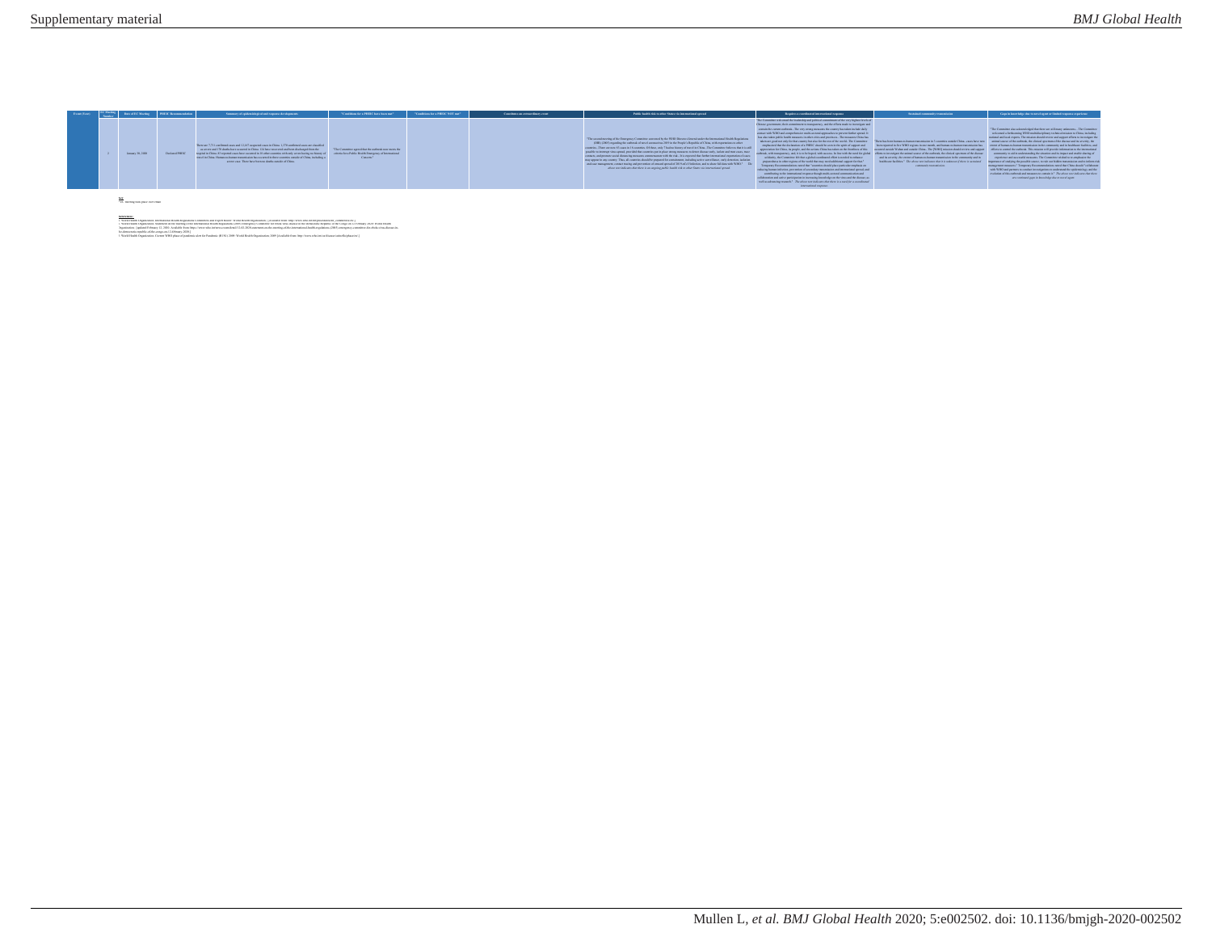| Event (Year) | EC Meeting Number | Date of EC Meeting | PHEIC Recommendation | Summary of epidemiological and response developments | "Conditions for a PHEIC have been met" | "Conditions for a PHEIC NOT met" | Conditions are extraordinary events | Public health risk to other States via international spread | Requires a coordinated international response | Sustained community transmission | Gaps in knowledge due to novel agent or limited response experience |
|---|---|---|---|---|---|---|---|---|---|---|---|
| | 2 | January 30, 2020 | Declared PHEIC | There are 7,711 confirmed cases and 12,167 suspected cases in China. 1,370 confirmed cases are classified as severe and 170 deaths have occurred in China. 124 have recovered and been discharged from the hospital. Outside of China, 83 reported cases have occurred in 18 other countries. Human-to-human transmission has occurred in three countries outside of China, including a severe case. There have been no deaths outside of China. | "The Committee agreed that the outbreak now meets the criteria for a Public Health Emergency of International Concern." | | | "The second meeting of the Emergency Committee convened by the WHO Director-General under the International Health Regulations (IHR) (2005) regarding the outbreak of novel coronavirus 2019 in the People's Republic of China, with exportations to other countries... There are now 83 cases in 18 countries. Of these, only 7 had no history of travel in China..." *The above text indicates that there is an ongoing public health risk to other States via international spread.* | "The Committee welcomed the leadership and political commitment of the very highest levels of Chinese government, their commitment to transparency, and the efforts made to investigate and contain the current outbreak..." *The above text indicates that there is a need for a coordinated international response.* | "There has been human-to-human transmission in 3 countries outside China..." *The above text indicates that it is unknown if there is sustained community transmission.* | "The Committee also acknowledged that there are still many unknowns..." *The above text indicates that there are continued gaps in knowledge due to novel agent.* |

Key:
* EC: Meeting took place over 2 days

References:
1 World Health Organization. International Health Regulations Emergency Committees and Expert Roster. World Health Organization.
2 World Health Organization. Statement on the meeting of the International Health Regulations (2005) Emergency Committee. World Health Organization.
3 World Health Organization. Current WHO phase of pandemic alert for Pandemic (H1N1) 2009. World Health Organization; 2009.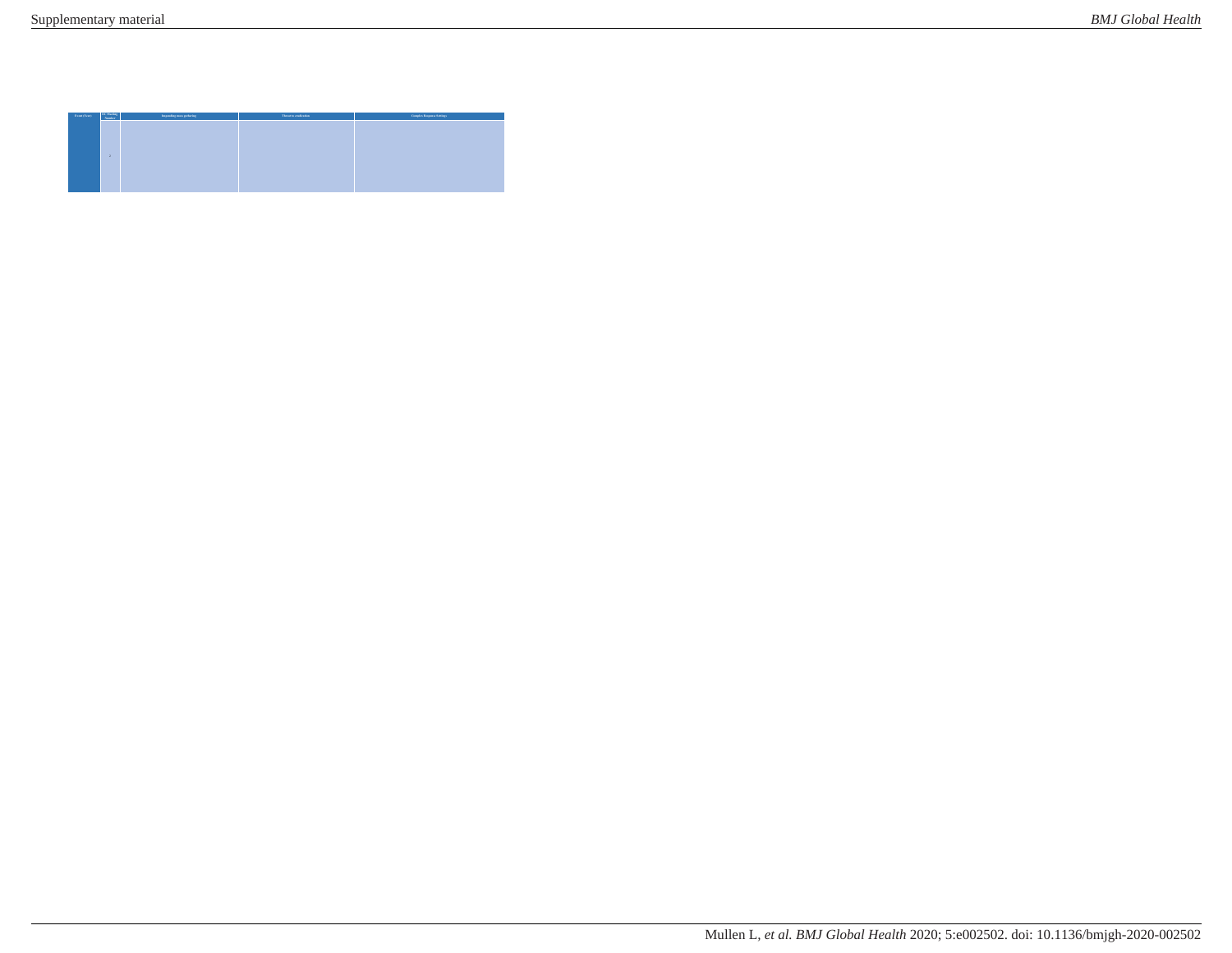| Event (Year) | EC Meeting Number | Impending mass gathering | Threat to eradication | Complex Response Settings |
|---|---|---|---|---|
| | 8 | | | |